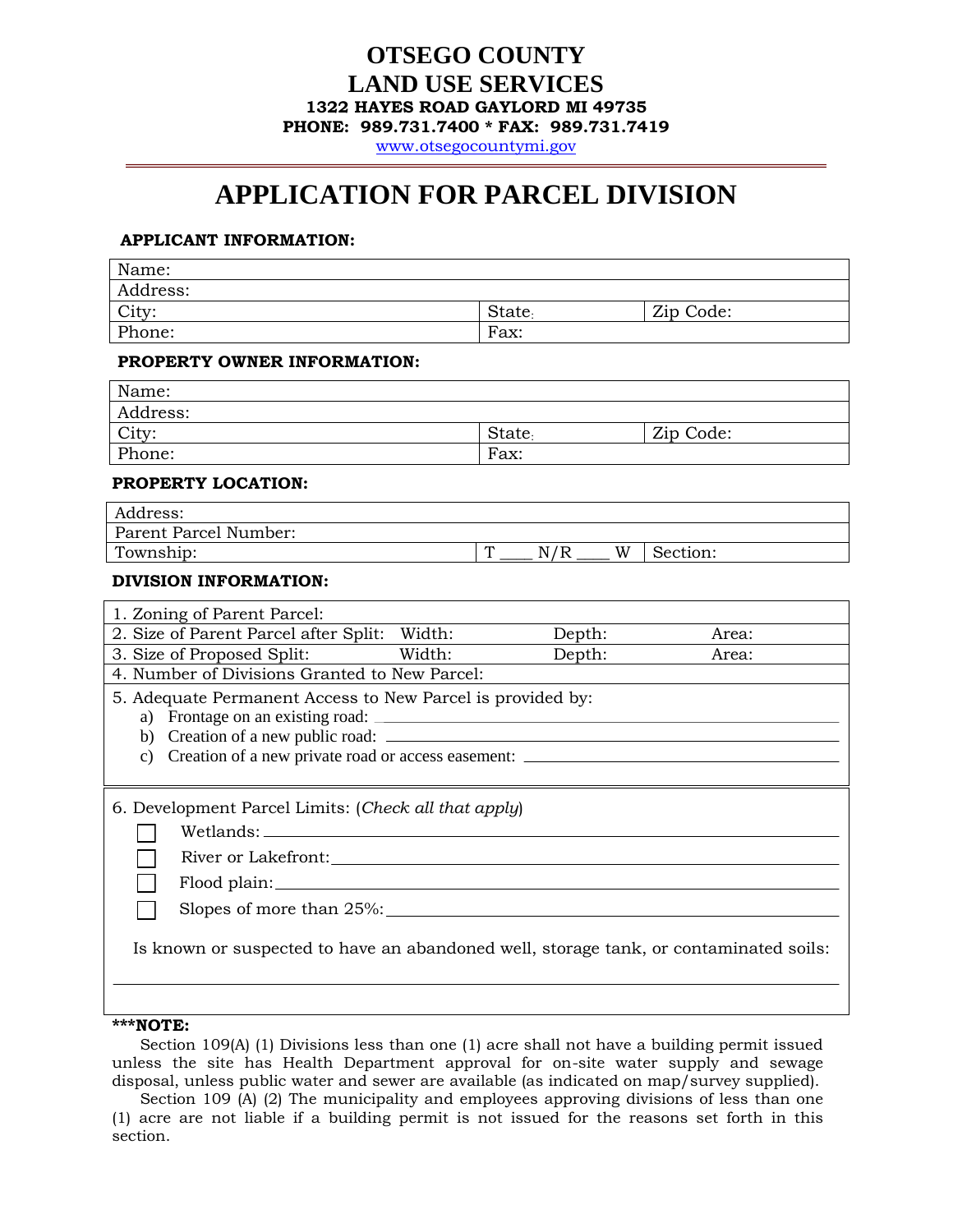# OTSEGO COUNTY
# LAND USE SERVICES

**1322 HAYES ROAD GAYLORD MI 49735**
**PHONE: 989.731.7400 * FAX: 989.731.7419**
www.otsegocountymi.gov

# APPLICATION FOR PARCEL DIVISION

### APPLICANT INFORMATION:

| Name: | | |
|---|---|---|
| Address: | | |
| City: | State: | Zip Code: |
| Phone: | Fax: | |

### PROPERTY OWNER INFORMATION:

| Name: | | |
|---|---|---|
| Address: | | |
| City: | State: | Zip Code: |
| Phone: | Fax: | |

### PROPERTY LOCATION:

| Address: | | |
|---|---|---|
| Parent Parcel Number: | | |
| Township: | T ____ N/R ____ W | Section: |

### DIVISION INFORMATION:

| 1. Zoning of Parent Parcel: | | | |
|---|---|---|---|
| 2. Size of Parent Parcel after Split: | Width: | Depth: | Area: |
| 3. Size of Proposed Split: | Width: | Depth: | Area: |
| 4. Number of Divisions Granted to New Parcel: | | | |

5. Adequate Permanent Access to New Parcel is provided by:
   a) Frontage on an existing road: ______________________________
   b) Creation of a new public road: ______________________________
   c) Creation of a new private road or access easement: ______________________________

6. Development Parcel Limits: (*Check all that apply*)

- ☐ Wetlands: ______________________________
- ☐ River or Lakefront: ______________________________
- ☐ Flood plain: ______________________________
- ☐ Slopes of more than 25%: ______________________________

Is known or suspected to have an abandoned well, storage tank, or contaminated soils:

______________________________

**\*\*\*NOTE:**

Section 109(A) (1) Divisions less than one (1) acre shall not have a building permit issued unless the site has Health Department approval for on-site water supply and sewage disposal, unless public water and sewer are available (as indicated on map/survey supplied).

Section 109 (A) (2) The municipality and employees approving divisions of less than one (1) acre are not liable if a building permit is not issued for the reasons set forth in this section.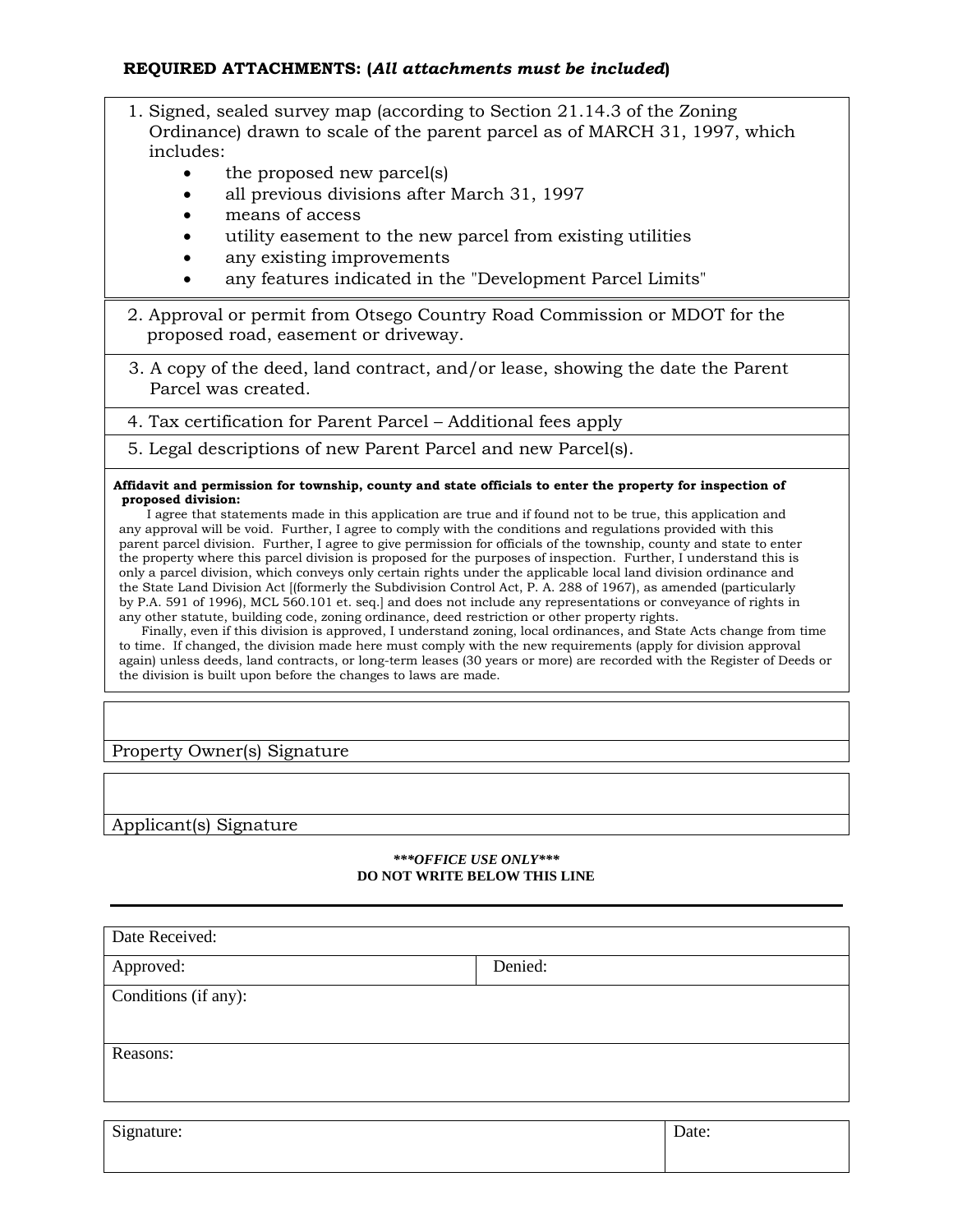**REQUIRED ATTACHMENTS: (*All attachments must be included*)**

1. Signed, sealed survey map (according to Section 21.14.3 of the Zoning Ordinance) drawn to scale of the parent parcel as of MARCH 31, 1997, which includes:
   - the proposed new parcel(s)
   - all previous divisions after March 31, 1997
   - means of access
   - utility easement to the new parcel from existing utilities
   - any existing improvements
   - any features indicated in the "Development Parcel Limits"
2. Approval or permit from Otsego Country Road Commission or MDOT for the proposed road, easement or driveway.
3. A copy of the deed, land contract, and/or lease, showing the date the Parent Parcel was created.
4. Tax certification for Parent Parcel – Additional fees apply
5. Legal descriptions of new Parent Parcel and new Parcel(s).

**Affidavit and permission for township, county and state officials to enter the property for inspection of proposed division:**

I agree that statements made in this application are true and if found not to be true, this application and any approval will be void. Further, I agree to comply with the conditions and regulations provided with this parent parcel division. Further, I agree to give permission for officials of the township, county and state to enter the property where this parcel division is proposed for the purposes of inspection. Further, I understand this is only a parcel division, which conveys only certain rights under the applicable local land division ordinance and the State Land Division Act [(formerly the Subdivision Control Act, P. A. 288 of 1967), as amended (particularly by P.A. 591 of 1996), MCL 560.101 et. seq.] and does not include any representations or conveyance of rights in any other statute, building code, zoning ordinance, deed restriction or other property rights.

Finally, even if this division is approved, I understand zoning, local ordinances, and State Acts change from time to time. If changed, the division made here must comply with the new requirements (apply for division approval again) unless deeds, land contracts, or long-term leases (30 years or more) are recorded with the Register of Deeds or the division is built upon before the changes to laws are made.

Property Owner(s) Signature

Applicant(s) Signature

***\*\*\*OFFICE USE ONLY\*\*\****

**DO NOT WRITE BELOW THIS LINE**

| | |
|---|---|
| Date Received: | |
| Approved: | Denied: |
| Conditions (if any): | |
| Reasons: | |

| | |
|---|---|
| Signature: | Date: |